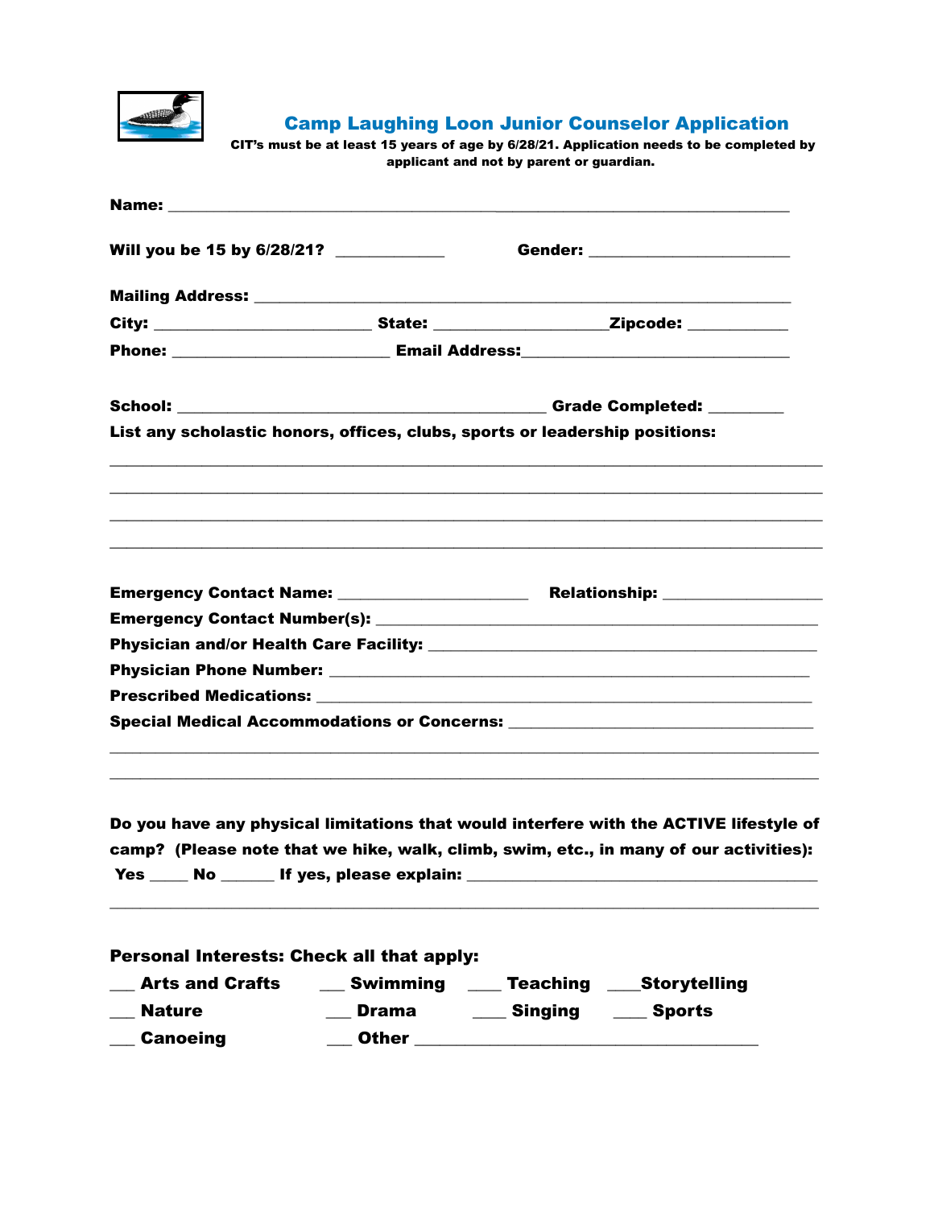# Camp Laughing Loon Junior Counselor Application

**CIT's must be at least 15 years of age by 6/28/21. Application needs to be completed by applicant and not by parent or guardian.**

**Name:** ______________________________________________________________

**Will you be 15 by 6/28/21?** ____________ **Gender:** ______________________

**Mailing Address:** ______________________________________________________

**City:** ______________________ **State:** __________________ **Zipcode:** ___________

**Phone:** _______________________ **Email Address:** ____________________________

**School:** ________________________________________ **Grade Completed:** ________

**List any scholastic honors, offices, clubs, sports or leadership positions:**

______________________________________________________________________________

______________________________________________________________________________

______________________________________________________________________________

______________________________________________________________________________

**Emergency Contact Name:** _____________________ **Relationship:** _________________

**Emergency Contact Number(s):** ____________________________________________

**Physician and/or Health Care Facility:** _______________________________________

**Physician Phone Number:** _________________________________________________

**Prescribed Medications:** __________________________________________________

**Special Medical Accommodations or Concerns:** ________________________________

______________________________________________________________________________

______________________________________________________________________________

**Do you have any physical limitations that would interfere with the ACTIVE lifestyle of camp? (Please note that we hike, walk, climb, swim, etc., in many of our activities):**

**Yes** ____ **No** ______ **If yes, please explain:** _______________________________________

______________________________________________________________________________

**Personal Interests: Check all that apply:**

___ **Arts and Crafts** ___ **Swimming** ____ **Teaching** ____**Storytelling**

___ **Nature** ___ **Drama** ____ **Singing** ____ **Sports**

___ **Canoeing** ___ **Other** ____________________________________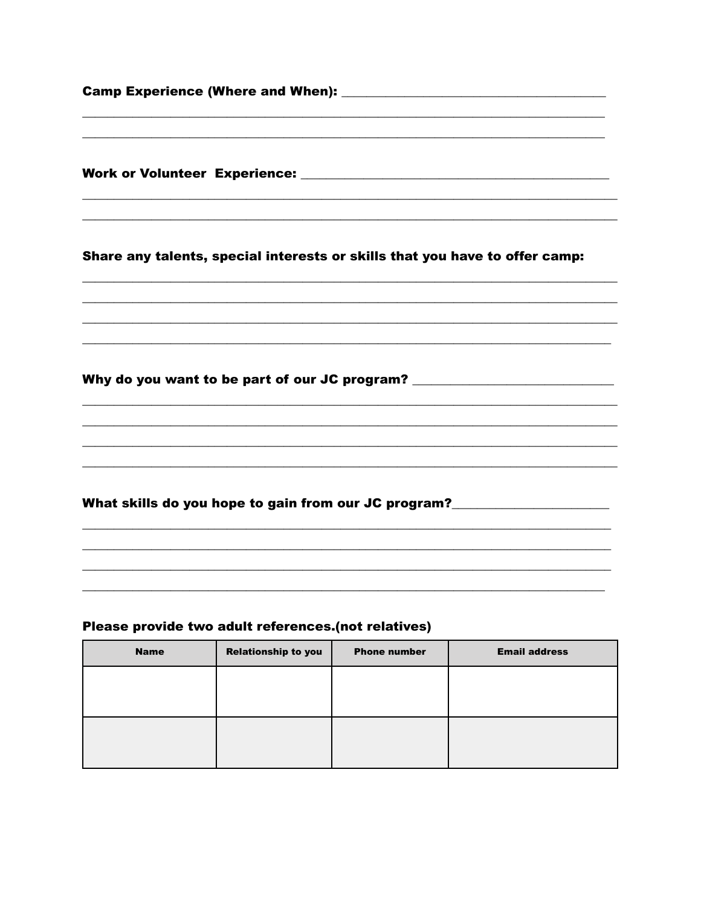**Camp Experience (Where and When):** ________________________________________

________________________________________________________________________________

________________________________________________________________________________

**Work or Volunteer Experience:** ____________________________________________

________________________________________________________________________________

________________________________________________________________________________

**Share any talents, special interests or skills that you have to offer camp:**

________________________________________________________________________________

________________________________________________________________________________

________________________________________________________________________________

________________________________________________________________________________

**Why do you want to be part of our JC program?** ______________________________

________________________________________________________________________________

________________________________________________________________________________

________________________________________________________________________________

________________________________________________________________________________

**What skills do you hope to gain from our JC program?**________________________

________________________________________________________________________________

________________________________________________________________________________

________________________________________________________________________________

________________________________________________________________________________

**Please provide two adult references.(not relatives)**

| Name | Relationship to you | Phone number | Email address |
| --- | --- | --- | --- |
| | | | |
| | | | |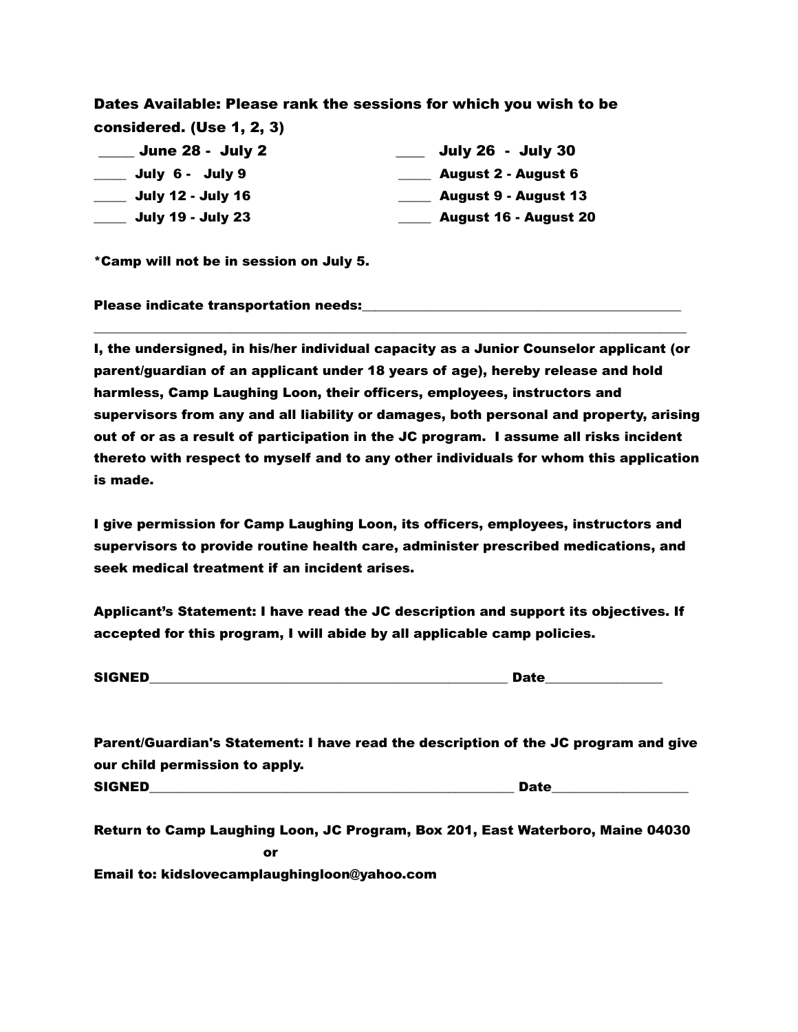**Dates Available: Please rank the sessions for which you wish to be considered. (Use 1, 2, 3)**

_____ June 28 - July 2

_____ July 6 - July 9

_____ July 12 - July 16

_____ July 19 - July 23

____ July 26 - July 30

_____ August 2 - August 6

_____ August 9 - August 13

_____ August 16 - August 20

*Camp will not be in session on July 5.

**Please indicate transportation needs:**_______________________________________________

_________________________________________________________________________________

**I, the undersigned, in his/her individual capacity as a Junior Counselor applicant (or parent/guardian of an applicant under 18 years of age), hereby release and hold harmless, Camp Laughing Loon, their officers, employees, instructors and supervisors from any and all liability or damages, both personal and property, arising out of or as a result of participation in the JC program. I assume all risks incident thereto with respect to myself and to any other individuals for whom this application is made.**

**I give permission for Camp Laughing Loon, its officers, employees, instructors and supervisors to provide routine health care, administer prescribed medications, and seek medical treatment if an incident arises.**

**Applicant's Statement: I have read the JC description and support its objectives. If accepted for this program, I will abide by all applicable camp policies.**

**SIGNED**______________________________________________________ **Date**_________________

**Parent/Guardian's Statement: I have read the description of the JC program and give our child permission to apply.**

**SIGNED**_______________________________________________________ **Date**____________________

**Return to Camp Laughing Loon, JC Program, Box 201, East Waterboro, Maine 04030**

**or**

**Email to: kidslovecamplaughingloon@yahoo.com**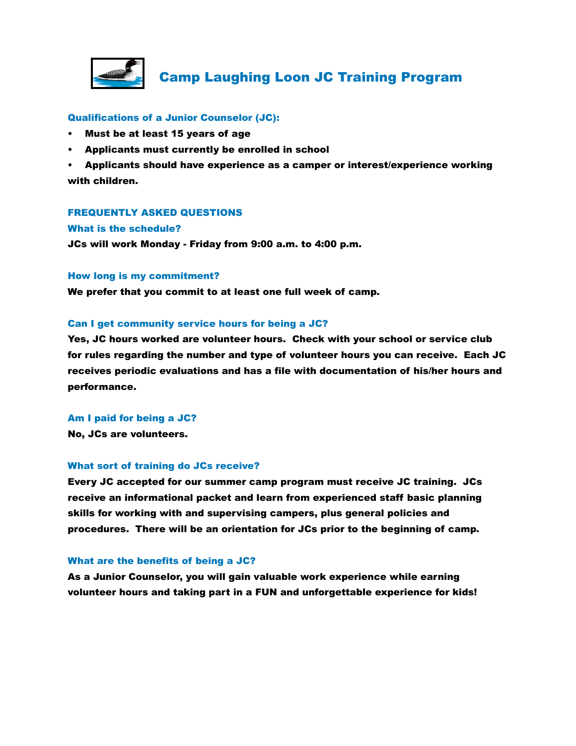# Camp Laughing Loon JC Training Program

### Qualifications of a Junior Counselor (JC):

- **Must be at least 15 years of age**
- **Applicants must currently be enrolled in school**
- **Applicants should have experience as a camper or interest/experience working with children.**

## FREQUENTLY ASKED QUESTIONS

### What is the schedule?

**JCs will work Monday - Friday from 9:00 a.m. to 4:00 p.m.**

### How long is my commitment?

**We prefer that you commit to at least one full week of camp.**

### Can I get community service hours for being a JC?

**Yes, JC hours worked are volunteer hours. Check with your school or service club for rules regarding the number and type of volunteer hours you can receive. Each JC receives periodic evaluations and has a file with documentation of his/her hours and performance.**

### Am I paid for being a JC?

**No, JCs are volunteers.**

### What sort of training do JCs receive?

**Every JC accepted for our summer camp program must receive JC training. JCs receive an informational packet and learn from experienced staff basic planning skills for working with and supervising campers, plus general policies and procedures. There will be an orientation for JCs prior to the beginning of camp.**

### What are the benefits of being a JC?

**As a Junior Counselor, you will gain valuable work experience while earning volunteer hours and taking part in a FUN and unforgettable experience for kids!**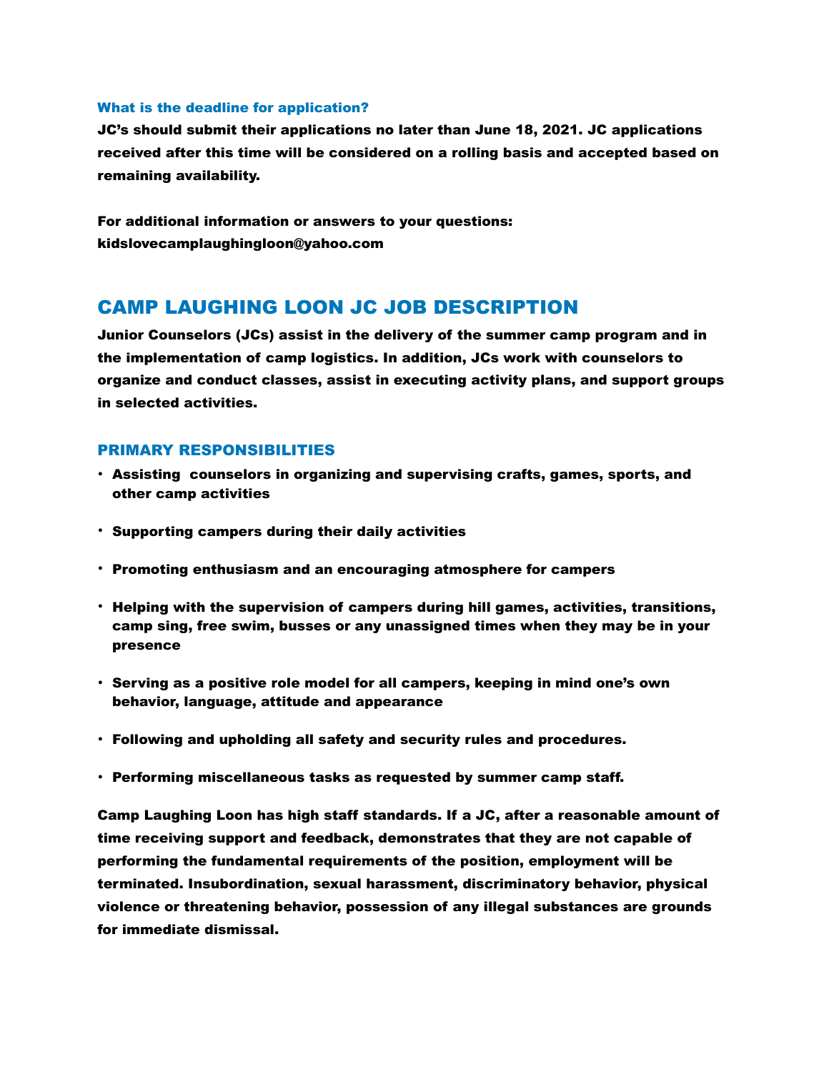### What is the deadline for application?

**JC's should submit their applications no later than June 18, 2021. JC applications received after this time will be considered on a rolling basis and accepted based on remaining availability.**

**For additional information or answers to your questions:**
**kidslovecamplaughingloon@yahoo.com**

## CAMP LAUGHING LOON JC JOB DESCRIPTION

**Junior Counselors (JCs) assist in the delivery of the summer camp program and in the implementation of camp logistics. In addition, JCs work with counselors to organize and conduct classes, assist in executing activity plans, and support groups in selected activities.**

### PRIMARY RESPONSIBILITIES

- **Assisting counselors in organizing and supervising crafts, games, sports, and other camp activities**
- **Supporting campers during their daily activities**
- **Promoting enthusiasm and an encouraging atmosphere for campers**
- **Helping with the supervision of campers during hill games, activities, transitions, camp sing, free swim, busses or any unassigned times when they may be in your presence**
- **Serving as a positive role model for all campers, keeping in mind one's own behavior, language, attitude and appearance**
- **Following and upholding all safety and security rules and procedures.**
- **Performing miscellaneous tasks as requested by summer camp staff.**

**Camp Laughing Loon has high staff standards. If a JC, after a reasonable amount of time receiving support and feedback, demonstrates that they are not capable of performing the fundamental requirements of the position, employment will be terminated. Insubordination, sexual harassment, discriminatory behavior, physical violence or threatening behavior, possession of any illegal substances are grounds for immediate dismissal.**